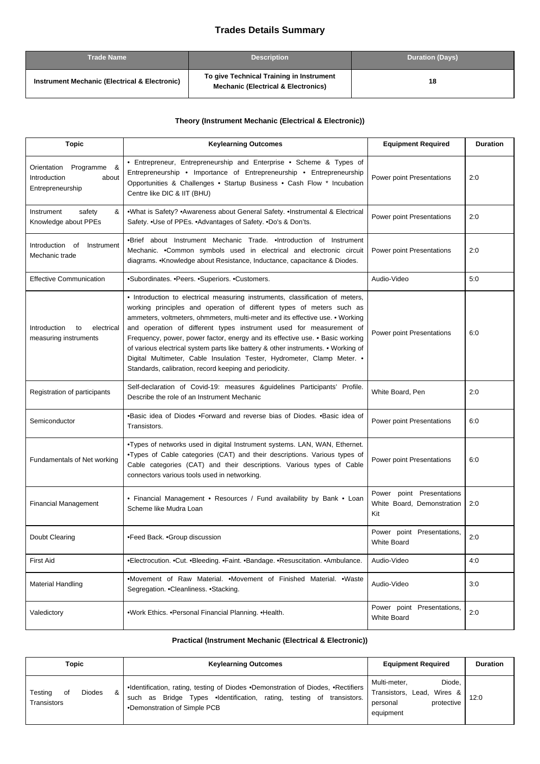# Trades Details Summary

| Trade Name | Description | Duration (Days) |
|---|---|---|
| **Instrument Mechanic (Electrical & Electronic)** | **To give Technical Training in Instrument Mechanic (Electrical & Electronics)** | **18** |

### Theory (Instrument Mechanic (Electrical & Electronic))

| Topic | Keylearning Outcomes | Equipment Required | Duration |
|---|---|---|---|
| Orientation Programme & Introduction about Entrepreneurship | • Entrepreneur, Entrepreneurship and Enterprise • Scheme & Types of Entrepreneurship • Importance of Entrepreneurship • Entrepreneurship Opportunities & Challenges • Startup Business • Cash Flow * Incubation Centre like DIC & IIT (BHU) | Power point Presentations | 2:0 |
| Instrument safety & Knowledge about PPEs | •What is Safety? •Awareness about General Safety. •Instrumental & Electrical Safety. •Use of PPEs. •Advantages of Safety. •Do's & Don'ts. | Power point Presentations | 2:0 |
| Introduction of Instrument Mechanic trade | •Brief about Instrument Mechanic Trade. •Introduction of Instrument Mechanic. •Common symbols used in electrical and electronic circuit diagrams. •Knowledge about Resistance, Inductance, capacitance & Diodes. | Power point Presentations | 2:0 |
| Effective Communication | •Subordinates. •Peers. •Superiors. •Customers. | Audio-Video | 5:0 |
| Introduction to electrical measuring instruments | • Introduction to electrical measuring instruments, classification of meters, working principles and operation of different types of meters such as ammeters, voltmeters, ohmmeters, multi-meter and its effective use. • Working and operation of different types instrument used for measurement of Frequency, power, power factor, energy and its effective use. • Basic working of various electrical system parts like battery & other instruments. • Working of Digital Multimeter, Cable Insulation Tester, Hydrometer, Clamp Meter. • Standards, calibration, record keeping and periodicity. | Power point Presentations | 6:0 |
| Registration of participants | Self-declaration of Covid-19: measures &guidelines Participants' Profile. Describe the role of an Instrument Mechanic | White Board, Pen | 2:0 |
| Semiconductor | •Basic idea of Diodes •Forward and reverse bias of Diodes. •Basic idea of Transistors. | Power point Presentations | 6:0 |
| Fundamentals of Net working | •Types of networks used in digital Instrument systems. LAN, WAN, Ethernet. •Types of Cable categories (CAT) and their descriptions. Various types of Cable categories (CAT) and their descriptions. Various types of Cable connectors various tools used in networking. | Power point Presentations | 6:0 |
| Financial Management | • Financial Management • Resources / Fund availability by Bank • Loan Scheme like Mudra Loan | Power point Presentations White Board, Demonstration Kit | 2:0 |
| Doubt Clearing | •Feed Back. •Group discussion | Power point Presentations, White Board | 2:0 |
| First Aid | •Electrocution. •Cut. •Bleeding. •Faint. •Bandage. •Resuscitation. •Ambulance. | Audio-Video | 4:0 |
| Material Handling | •Movement of Raw Material. •Movement of Finished Material. •Waste Segregation. •Cleanliness. •Stacking. | Audio-Video | 3:0 |
| Valedictory | •Work Ethics. •Personal Financial Planning. •Health. | Power point Presentations, White Board | 2:0 |

### Practical (Instrument Mechanic (Electrical & Electronic))

| Topic | Keylearning Outcomes | Equipment Required | Duration |
|---|---|---|---|
| Testing of Diodes & Transistors | •Identification, rating, testing of Diodes •Demonstration of Diodes, •Rectifiers such as Bridge Types •Identification, rating, testing of transistors. •Demonstration of Simple PCB | Multi-meter, Diode, Transistors, Lead, Wires & personal protective equipment | 12:0 |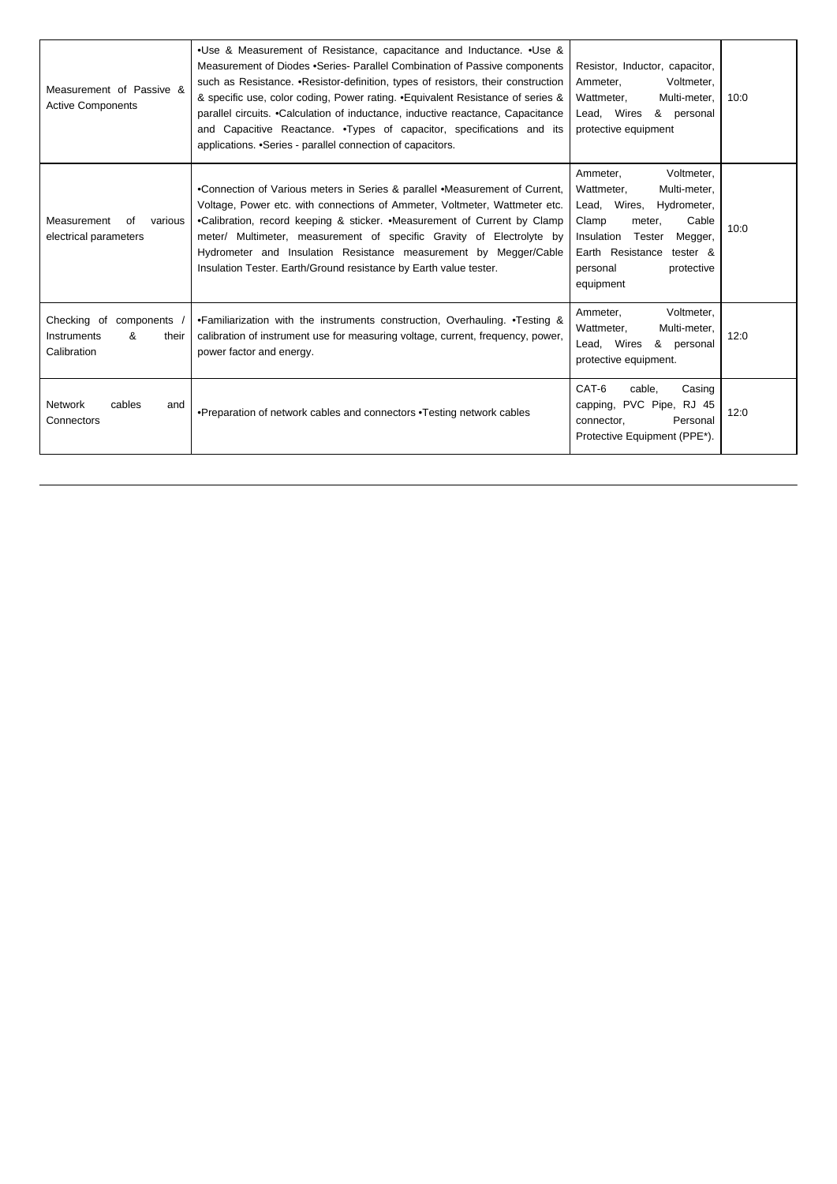| | | | |
|---|---|---|---|
| Measurement of Passive & Active Components | •Use & Measurement of Resistance, capacitance and Inductance. •Use & Measurement of Diodes •Series- Parallel Combination of Passive components such as Resistance. •Resistor-definition, types of resistors, their construction & specific use, color coding, Power rating. •Equivalent Resistance of series & parallel circuits. •Calculation of inductance, inductive reactance, Capacitance and Capacitive Reactance. •Types of capacitor, specifications and its applications. •Series - parallel connection of capacitors. | Resistor, Inductor, capacitor, Ammeter, Voltmeter, Wattmeter, Multi-meter, Lead, Wires & personal protective equipment | 10:0 |
| Measurement of various electrical parameters | •Connection of Various meters in Series & parallel •Measurement of Current, Voltage, Power etc. with connections of Ammeter, Voltmeter, Wattmeter etc. •Calibration, record keeping & sticker. •Measurement of Current by Clamp meter/ Multimeter, measurement of specific Gravity of Electrolyte by Hydrometer and Insulation Resistance measurement by Megger/Cable Insulation Tester. Earth/Ground resistance by Earth value tester. | Ammeter, Voltmeter, Wattmeter, Multi-meter, Lead, Wires, Hydrometer, Clamp meter, Cable Insulation Tester Megger, Earth Resistance tester & personal protective equipment | 10:0 |
| Checking of components / Instruments & their Calibration | •Familiarization with the instruments construction, Overhauling. •Testing & calibration of instrument use for measuring voltage, current, frequency, power, power factor and energy. | Ammeter, Voltmeter, Wattmeter, Multi-meter, Lead, Wires & personal protective equipment. | 12:0 |
| Network cables and Connectors | •Preparation of network cables and connectors •Testing network cables | CAT-6 cable, Casing capping, PVC Pipe, RJ 45 connector, Personal Protective Equipment (PPE*). | 12:0 |